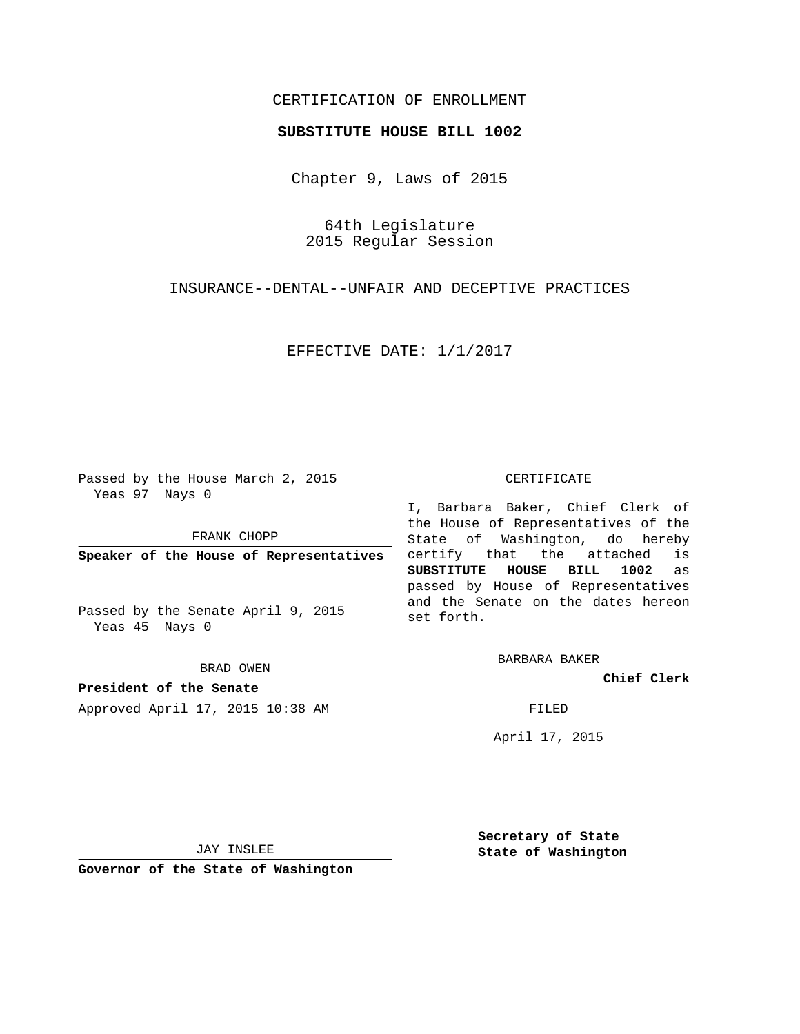CERTIFICATION OF ENROLLMENT

**SUBSTITUTE HOUSE BILL 1002**

Chapter 9, Laws of 2015

64th Legislature
2015 Regular Session

INSURANCE--DENTAL--UNFAIR AND DECEPTIVE PRACTICES

EFFECTIVE DATE: 1/1/2017

Passed by the House March 2, 2015
Yeas 97 Nays 0

FRANK CHOPP

**Speaker of the House of Representatives**

Passed by the Senate April 9, 2015
Yeas 45 Nays 0

BRAD OWEN

**President of the Senate**

Approved April 17, 2015 10:38 AM

JAY INSLEE

**Governor of the State of Washington**

CERTIFICATE

I, Barbara Baker, Chief Clerk of the House of Representatives of the State of Washington, do hereby certify that the attached is **SUBSTITUTE HOUSE BILL 1002** as passed by House of Representatives and the Senate on the dates hereon set forth.

BARBARA BAKER

**Chief Clerk**

FILED

April 17, 2015

**Secretary of State**
**State of Washington**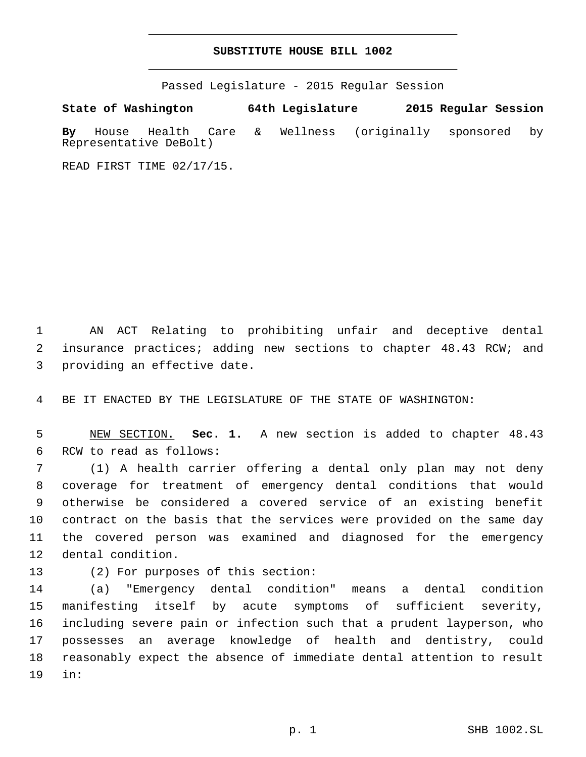# SUBSTITUTE HOUSE BILL 1002

Passed Legislature - 2015 Regular Session

**State of Washington 64th Legislature 2015 Regular Session**

**By** House Health Care & Wellness (originally sponsored by Representative DeBolt)

READ FIRST TIME 02/17/15.

AN ACT Relating to prohibiting unfair and deceptive dental insurance practices; adding new sections to chapter 48.43 RCW; and providing an effective date.

BE IT ENACTED BY THE LEGISLATURE OF THE STATE OF WASHINGTON:

NEW SECTION. **Sec. 1.** A new section is added to chapter 48.43 RCW to read as follows:

(1) A health carrier offering a dental only plan may not deny coverage for treatment of emergency dental conditions that would otherwise be considered a covered service of an existing benefit contract on the basis that the services were provided on the same day the covered person was examined and diagnosed for the emergency dental condition.

(2) For purposes of this section:

(a) "Emergency dental condition" means a dental condition manifesting itself by acute symptoms of sufficient severity, including severe pain or infection such that a prudent layperson, who possesses an average knowledge of health and dentistry, could reasonably expect the absence of immediate dental attention to result in: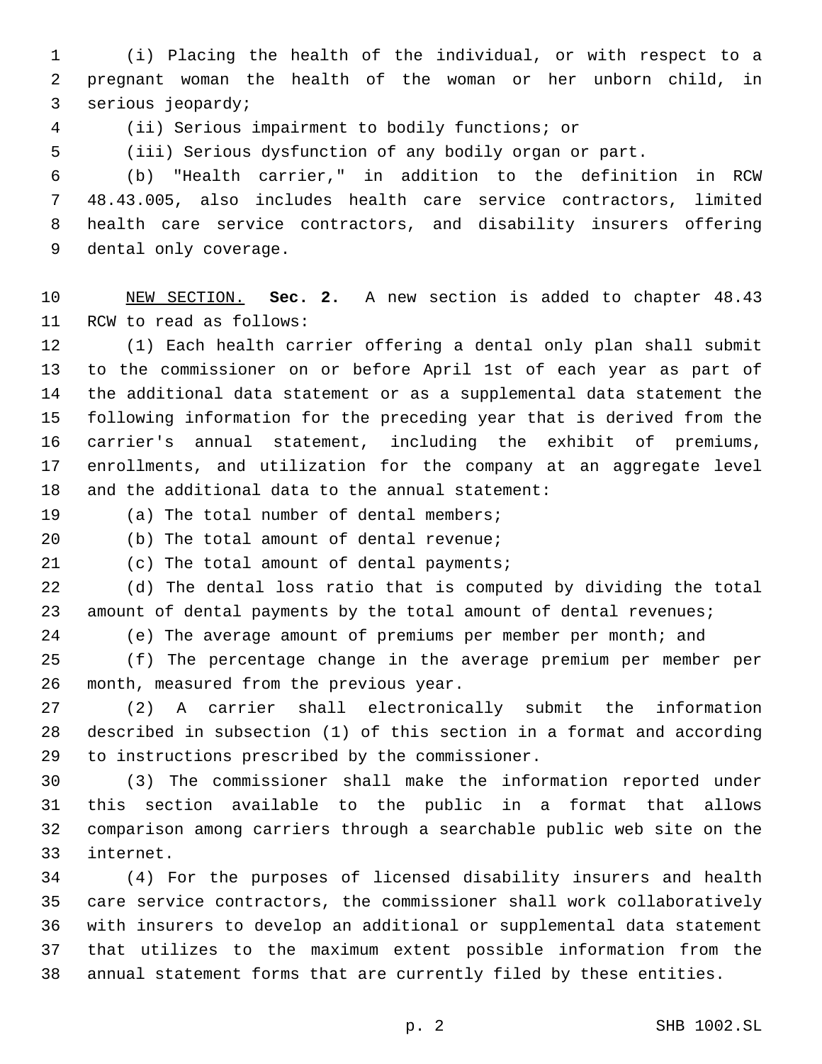(i) Placing the health of the individual, or with respect to a pregnant woman the health of the woman or her unborn child, in serious jeopardy;

(ii) Serious impairment to bodily functions; or

(iii) Serious dysfunction of any bodily organ or part.

(b) "Health carrier," in addition to the definition in RCW 48.43.005, also includes health care service contractors, limited health care service contractors, and disability insurers offering dental only coverage.

NEW SECTION. **Sec. 2.** A new section is added to chapter 48.43 RCW to read as follows:

(1) Each health carrier offering a dental only plan shall submit to the commissioner on or before April 1st of each year as part of the additional data statement or as a supplemental data statement the following information for the preceding year that is derived from the carrier's annual statement, including the exhibit of premiums, enrollments, and utilization for the company at an aggregate level and the additional data to the annual statement:

(a) The total number of dental members;

(b) The total amount of dental revenue;

(c) The total amount of dental payments;

(d) The dental loss ratio that is computed by dividing the total amount of dental payments by the total amount of dental revenues;

(e) The average amount of premiums per member per month; and

(f) The percentage change in the average premium per member per month, measured from the previous year.

(2) A carrier shall electronically submit the information described in subsection (1) of this section in a format and according to instructions prescribed by the commissioner.

(3) The commissioner shall make the information reported under this section available to the public in a format that allows comparison among carriers through a searchable public web site on the internet.

(4) For the purposes of licensed disability insurers and health care service contractors, the commissioner shall work collaboratively with insurers to develop an additional or supplemental data statement that utilizes to the maximum extent possible information from the annual statement forms that are currently filed by these entities.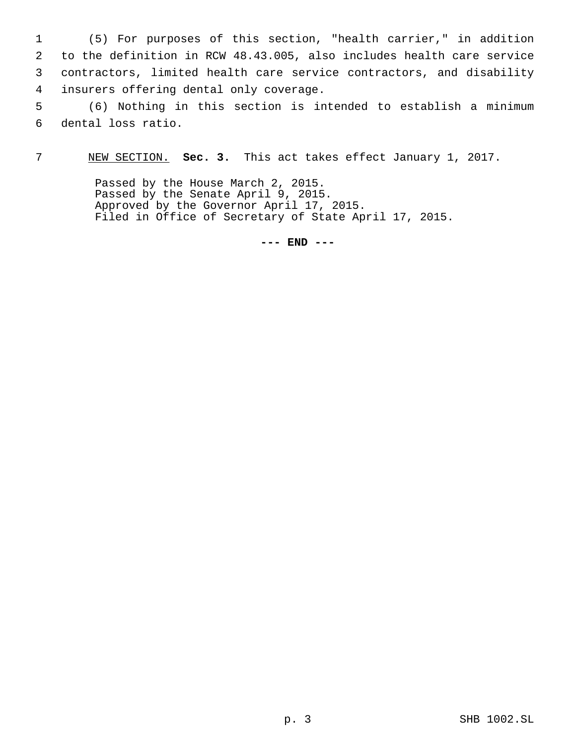(5) For purposes of this section, "health carrier," in addition to the definition in RCW 48.43.005, also includes health care service contractors, limited health care service contractors, and disability insurers offering dental only coverage.

(6) Nothing in this section is intended to establish a minimum dental loss ratio.

NEW SECTION. **Sec. 3.** This act takes effect January 1, 2017.

Passed by the House March 2, 2015.
Passed by the Senate April 9, 2015.
Approved by the Governor April 17, 2015.
Filed in Office of Secretary of State April 17, 2015.

**--- END ---**